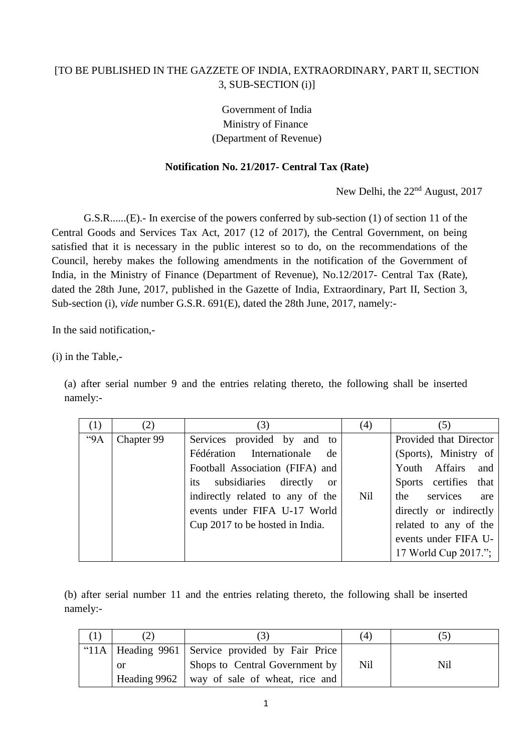[TO BE PUBLISHED IN THE GAZZETE OF INDIA, EXTRAORDINARY, PART II, SECTION 3, SUB-SECTION (i)]

Government of India
Ministry of Finance
(Department of Revenue)

**Notification No. 21/2017- Central Tax (Rate)**

New Delhi, the 22nd August, 2017

G.S.R......(E).- In exercise of the powers conferred by sub-section (1) of section 11 of the Central Goods and Services Tax Act, 2017 (12 of 2017), the Central Government, on being satisfied that it is necessary in the public interest so to do, on the recommendations of the Council, hereby makes the following amendments in the notification of the Government of India, in the Ministry of Finance (Department of Revenue), No.12/2017- Central Tax (Rate), dated the 28th June, 2017, published in the Gazette of India, Extraordinary, Part II, Section 3, Sub-section (i), *vide* number G.S.R. 691(E), dated the 28th June, 2017, namely:-

In the said notification,-

(i) in the Table,-

(a) after serial number 9 and the entries relating thereto, the following shall be inserted namely:-

| (1) | (2) | (3) | (4) | (5) |
|---|---|---|---|---|
| "9A | Chapter 99 | Services provided by and to Fédération Internationale de Football Association (FIFA) and its subsidiaries directly or indirectly related to any of the events under FIFA U-17 World Cup 2017 to be hosted in India. | Nil | Provided that Director (Sports), Ministry of Youth Affairs and Sports certifies that the services are directly or indirectly related to any of the events under FIFA U-17 World Cup 2017."; |

(b) after serial number 11 and the entries relating thereto, the following shall be inserted namely:-

| (1) | (2) | (3) | (4) | (5) |
|---|---|---|---|---|
| "11A | Heading 9961 or Heading 9962 | Service provided by Fair Price Shops to Central Government by way of sale of wheat, rice and | Nil | Nil |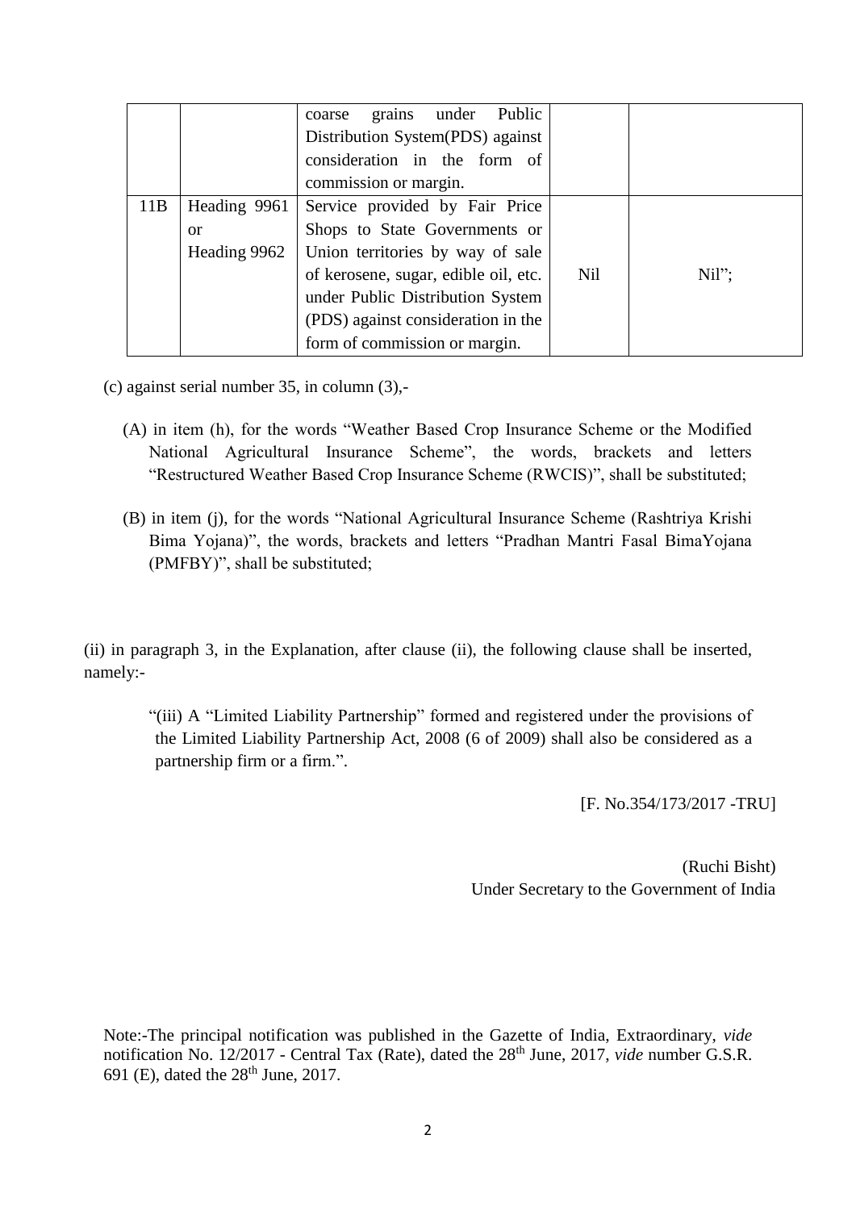| | | | | |
|---|---|---|---|---|
| | | coarse grains under Public Distribution System(PDS) against consideration in the form of commission or margin. | | |
| 11B | Heading 9961 or Heading 9962 | Service provided by Fair Price Shops to State Governments or Union territories by way of sale of kerosene, sugar, edible oil, etc. under Public Distribution System (PDS) against consideration in the form of commission or margin. | Nil | Nil"; |

(c) against serial number 35, in column (3),-

(A) in item (h), for the words "Weather Based Crop Insurance Scheme or the Modified National Agricultural Insurance Scheme", the words, brackets and letters "Restructured Weather Based Crop Insurance Scheme (RWCIS)", shall be substituted;

(B) in item (j), for the words "National Agricultural Insurance Scheme (Rashtriya Krishi Bima Yojana)", the words, brackets and letters "Pradhan Mantri Fasal BimaYojana (PMFBY)", shall be substituted;

(ii) in paragraph 3, in the Explanation, after clause (ii), the following clause shall be inserted, namely:-

"(iii) A "Limited Liability Partnership" formed and registered under the provisions of the Limited Liability Partnership Act, 2008 (6 of 2009) shall also be considered as a partnership firm or a firm.".

[F. No.354/173/2017 -TRU]

(Ruchi Bisht)
Under Secretary to the Government of India

Note:-The principal notification was published in the Gazette of India, Extraordinary, *vide* notification No. 12/2017 - Central Tax (Rate), dated the 28th June, 2017, *vide* number G.S.R. 691 (E), dated the 28th June, 2017.